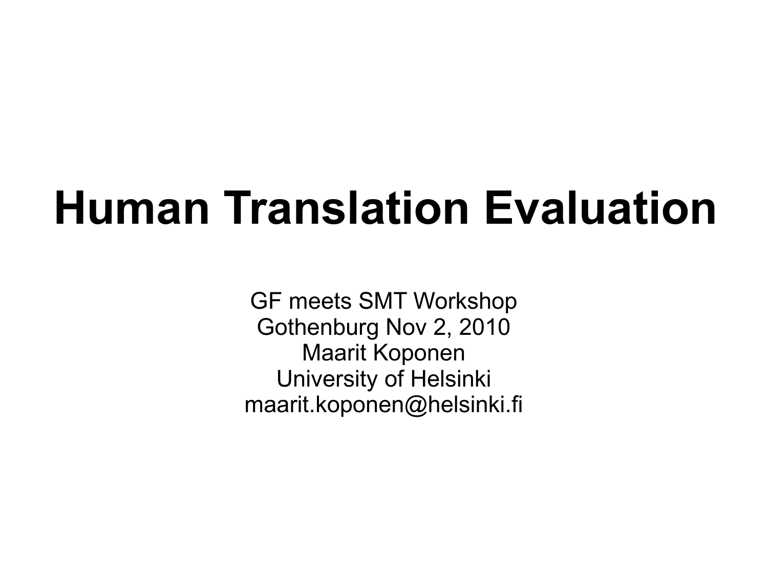# Human Translation Evaluation

GF meets SMT Workshop
Gothenburg Nov 2, 2010
Maarit Koponen
University of Helsinki
maarit.koponen@helsinki.fi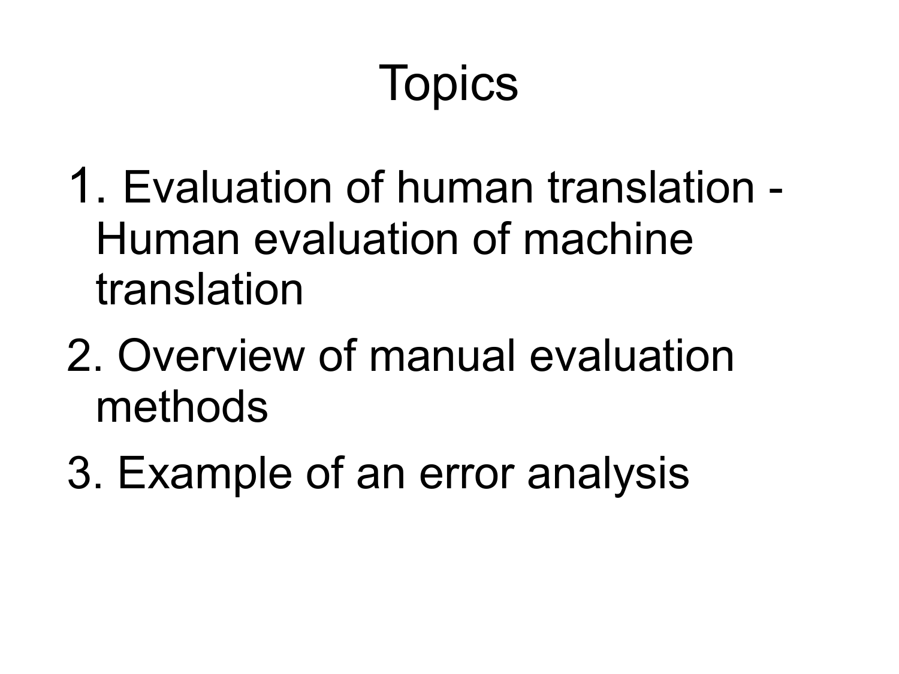# Topics

1. Evaluation of human translation - Human evaluation of machine translation
2. Overview of manual evaluation methods
3. Example of an error analysis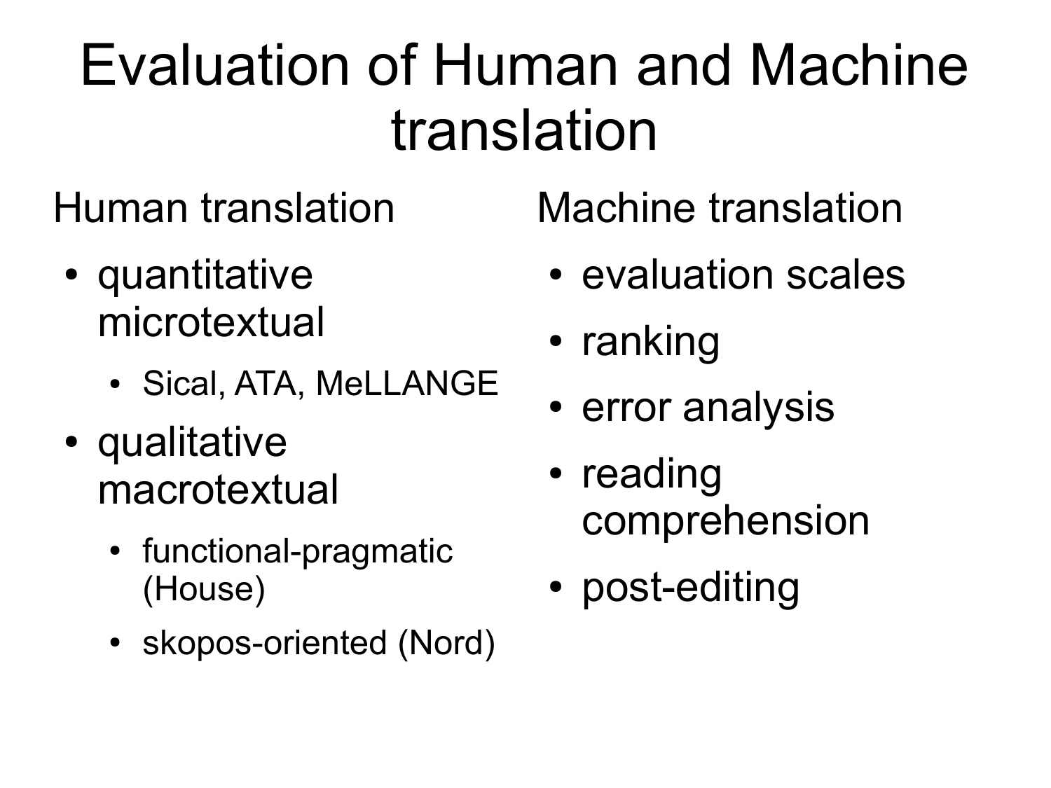# Evaluation of Human and Machine translation

## Human translation

- quantitative microtextual
  - Sical, ATA, MeLLANGE
- qualitative macrotextual
  - functional-pragmatic (House)
  - skopos-oriented (Nord)

## Machine translation

- evaluation scales
- ranking
- error analysis
- reading comprehension
- post-editing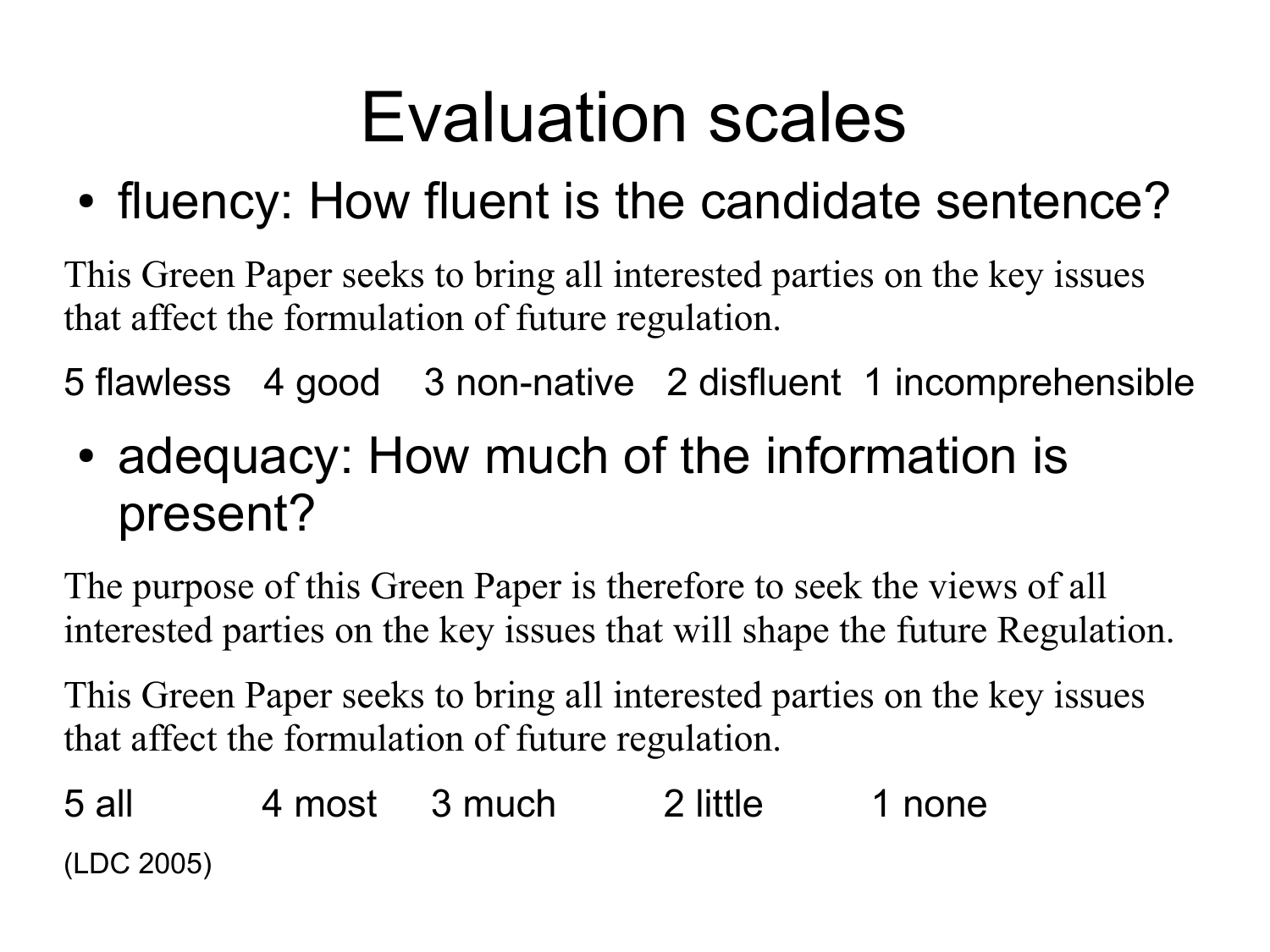# Evaluation scales

- fluency: How fluent is the candidate sentence?

This Green Paper seeks to bring all interested parties on the key issues that affect the formulation of future regulation.

5 flawless 4 good 3 non-native 2 disfluent 1 incomprehensible

- adequacy: How much of the information is present?

The purpose of this Green Paper is therefore to seek the views of all interested parties on the key issues that will shape the future Regulation.

This Green Paper seeks to bring all interested parties on the key issues that affect the formulation of future regulation.

5 all 4 most 3 much 2 little 1 none

(LDC 2005)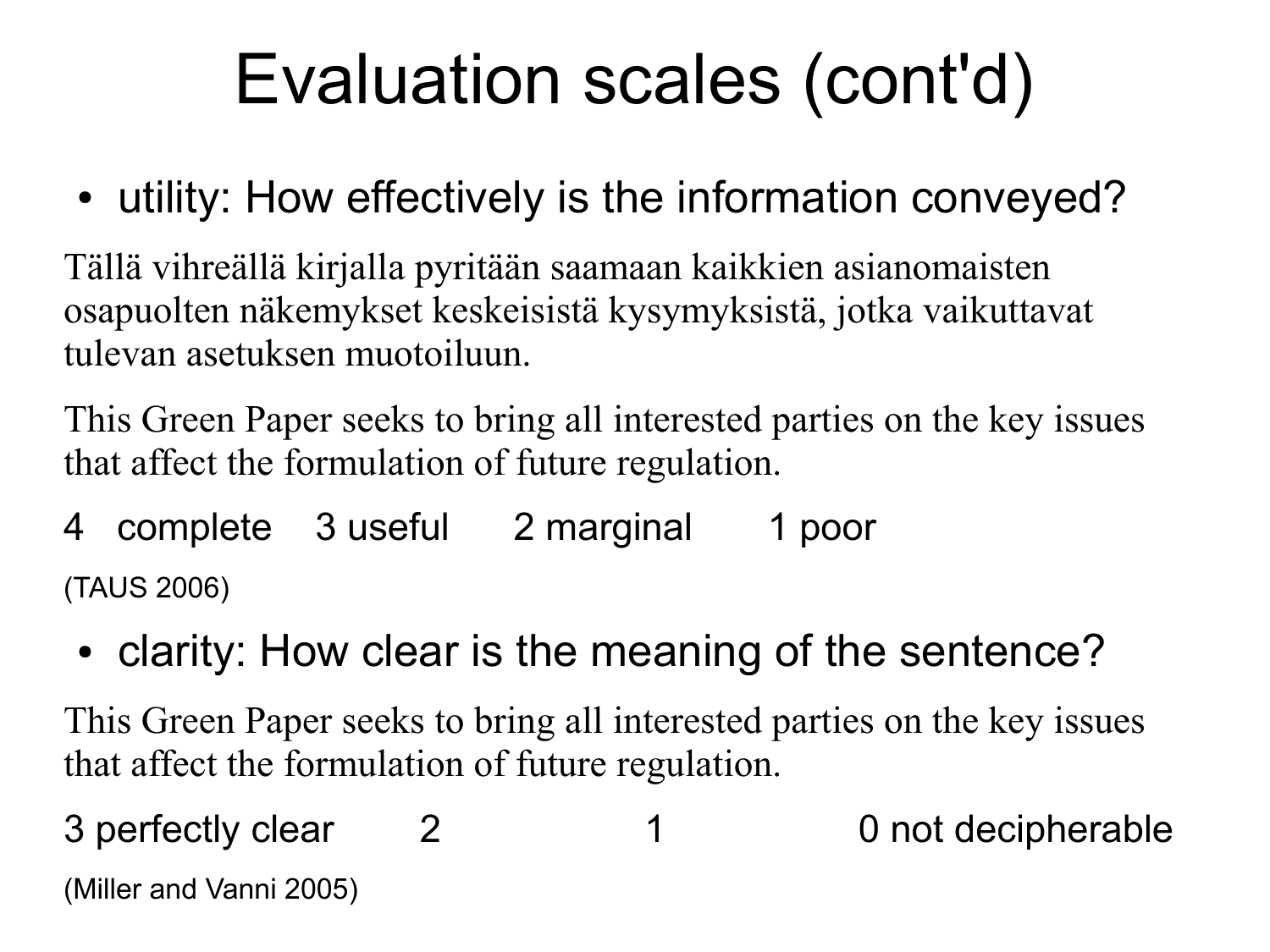# Evaluation scales (cont'd)

- utility: How effectively is the information conveyed?

Tällä vihreällä kirjalla pyritään saamaan kaikkien asianomaisten osapuolten näkemykset keskeisistä kysymyksistä, jotka vaikuttavat tulevan asetuksen muotoiluun.

This Green Paper seeks to bring all interested parties on the key issues that affect the formulation of future regulation.

4 complete 3 useful 2 marginal 1 poor

(TAUS 2006)

- clarity: How clear is the meaning of the sentence?

This Green Paper seeks to bring all interested parties on the key issues that affect the formulation of future regulation.

3 perfectly clear 2 1 0 not decipherable

(Miller and Vanni 2005)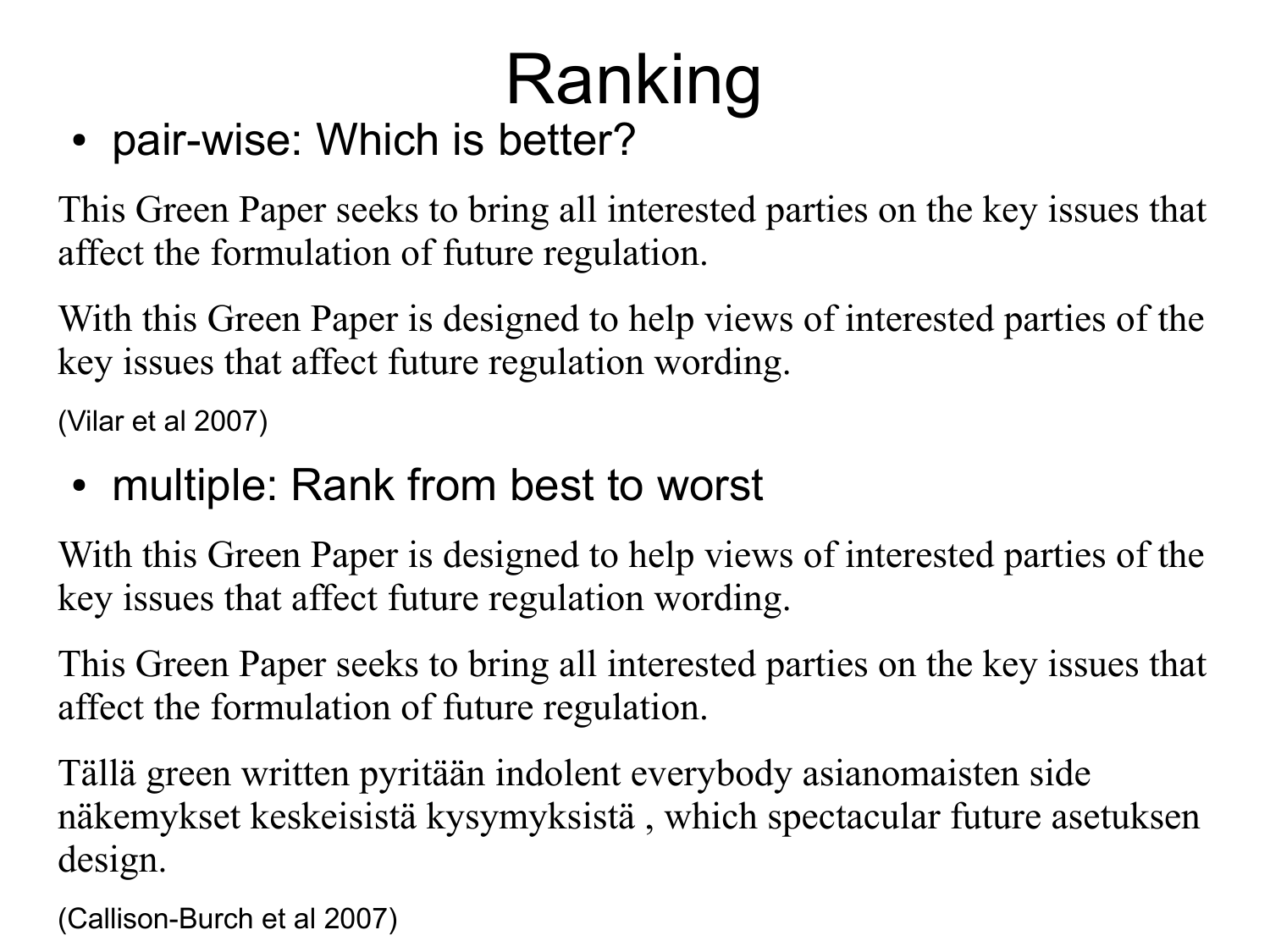# Ranking

- pair-wise: Which is better?

This Green Paper seeks to bring all interested parties on the key issues that affect the formulation of future regulation.

With this Green Paper is designed to help views of interested parties of the key issues that affect future regulation wording.

(Vilar et al 2007)

- multiple: Rank from best to worst

With this Green Paper is designed to help views of interested parties of the key issues that affect future regulation wording.

This Green Paper seeks to bring all interested parties on the key issues that affect the formulation of future regulation.

Tällä green written pyritään indolent everybody asianomaisten side näkemykset keskeisistä kysymyksistä , which spectacular future asetuksen design.

(Callison-Burch et al 2007)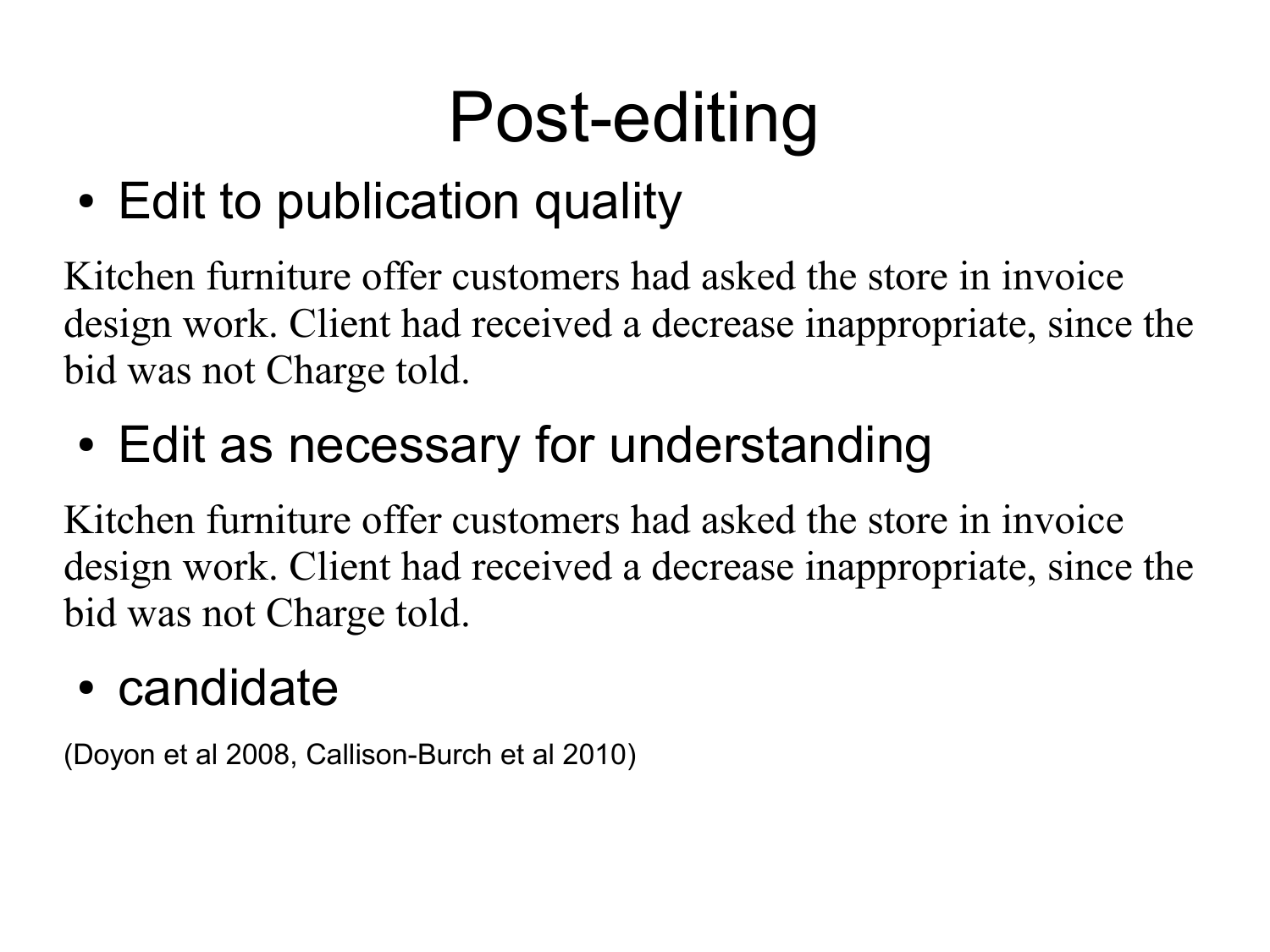# Post-editing

- Edit to publication quality

Kitchen furniture offer customers had asked the store in invoice design work. Client had received a decrease inappropriate, since the bid was not Charge told.

- Edit as necessary for understanding

Kitchen furniture offer customers had asked the store in invoice design work. Client had received a decrease inappropriate, since the bid was not Charge told.

- candidate

(Doyon et al 2008, Callison-Burch et al 2010)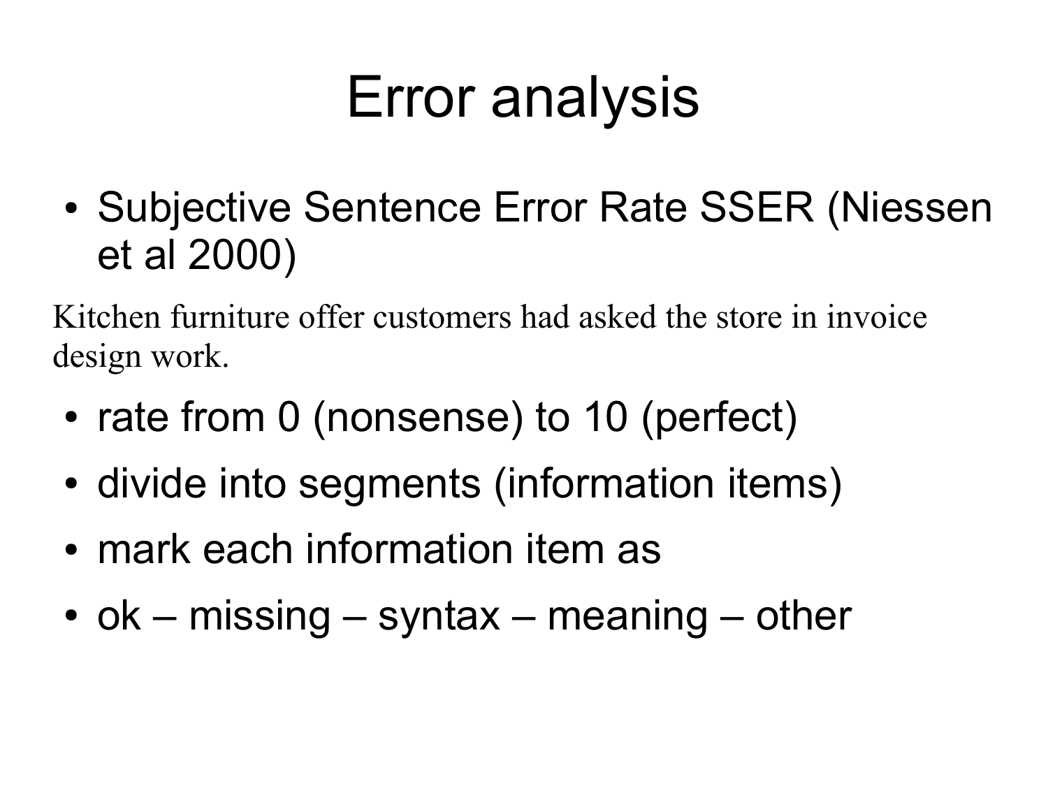# Error analysis

- Subjective Sentence Error Rate SSER (Niessen et al 2000)

Kitchen furniture offer customers had asked the store in invoice design work.

- rate from 0 (nonsense) to 10 (perfect)
- divide into segments (information items)
- mark each information item as
- ok – missing – syntax – meaning – other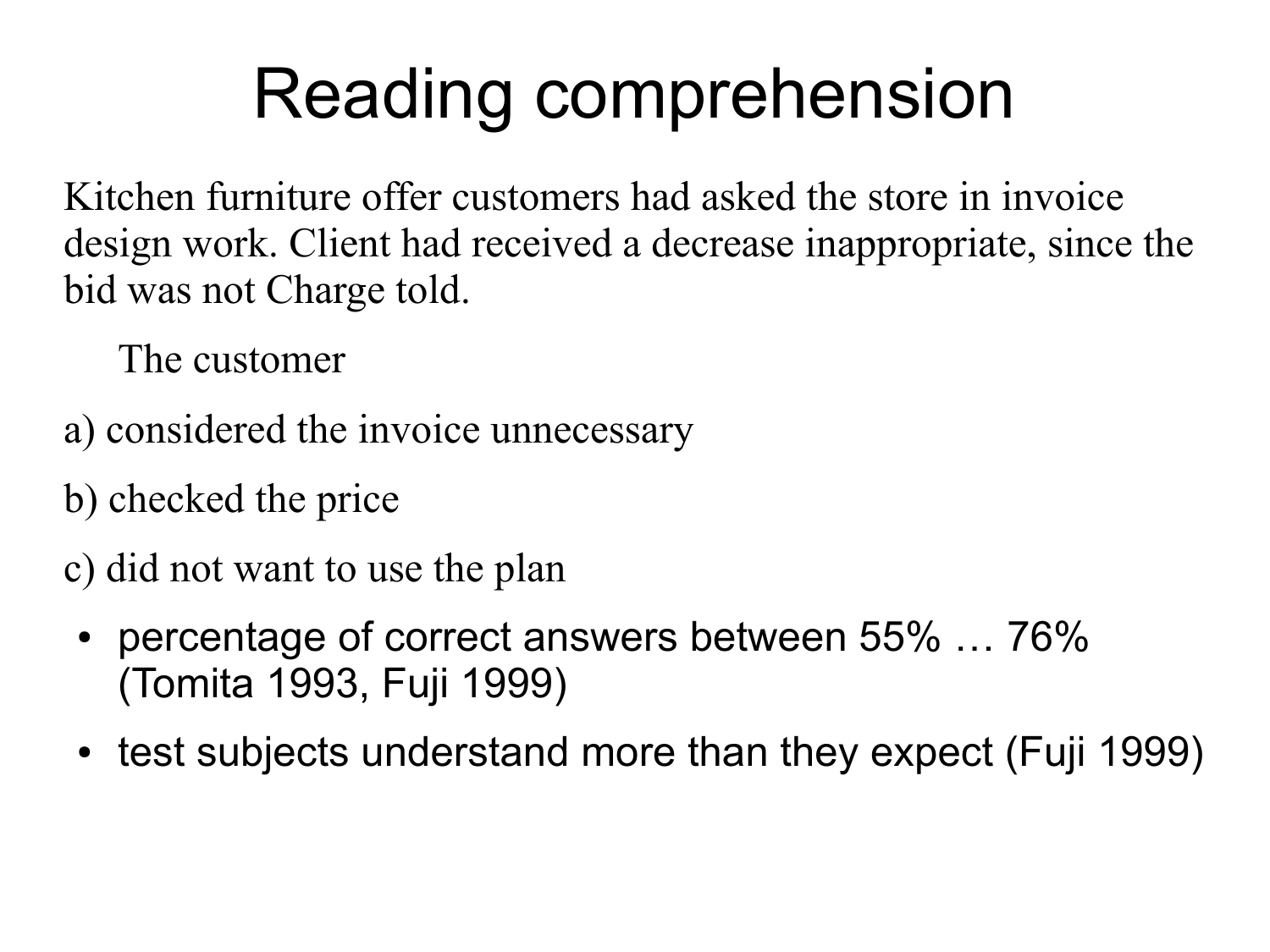# Reading comprehension

Kitchen furniture offer customers had asked the store in invoice design work. Client had received a decrease inappropriate, since the bid was not Charge told.

The customer

a) considered the invoice unnecessary

b) checked the price

c) did not want to use the plan

- percentage of correct answers between 55% … 76% (Tomita 1993, Fuji 1999)
- test subjects understand more than they expect (Fuji 1999)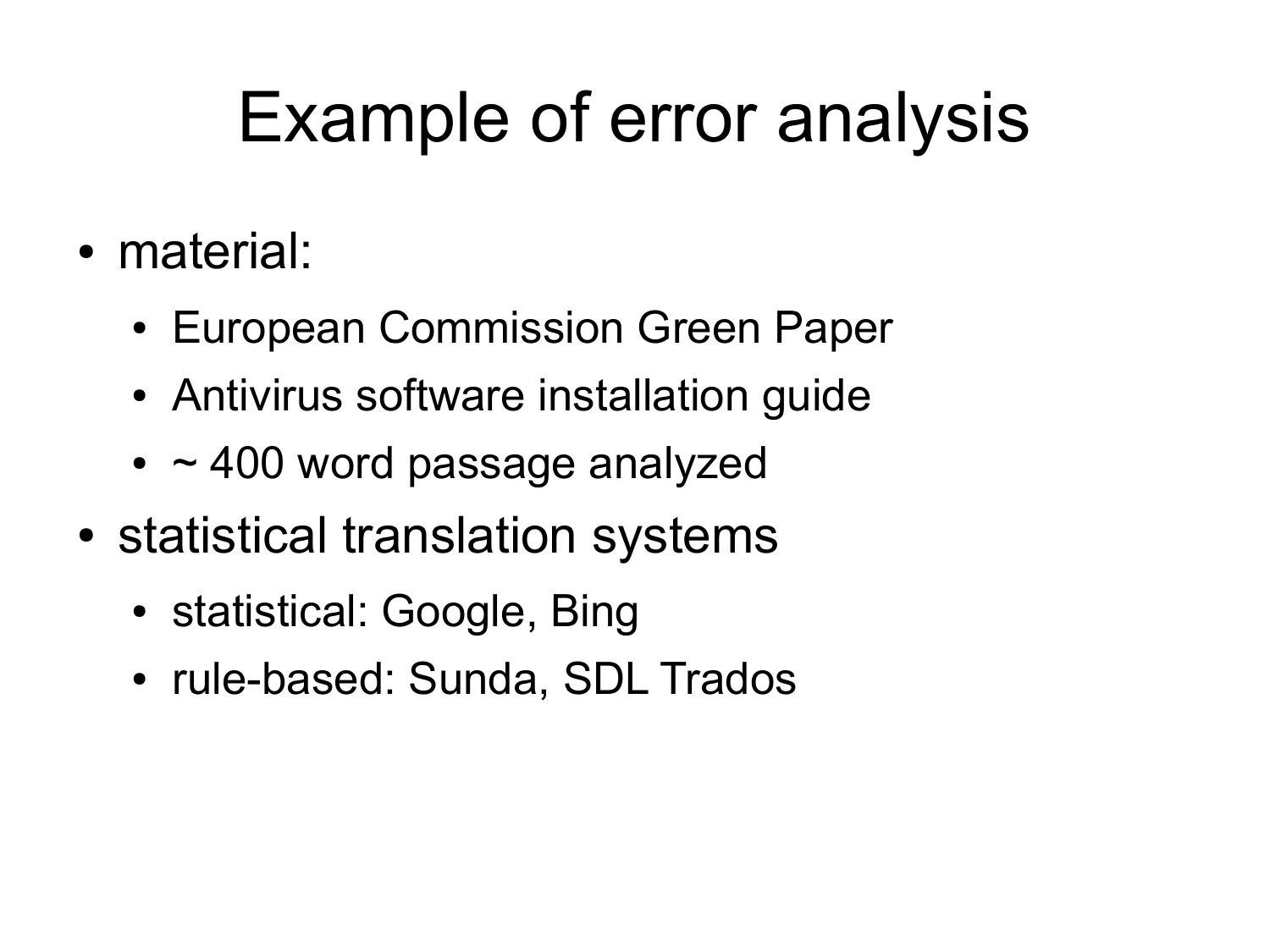# Example of error analysis

- material:
  - European Commission Green Paper
  - Antivirus software installation guide
  - ~ 400 word passage analyzed
- statistical translation systems
  - statistical: Google, Bing
  - rule-based: Sunda, SDL Trados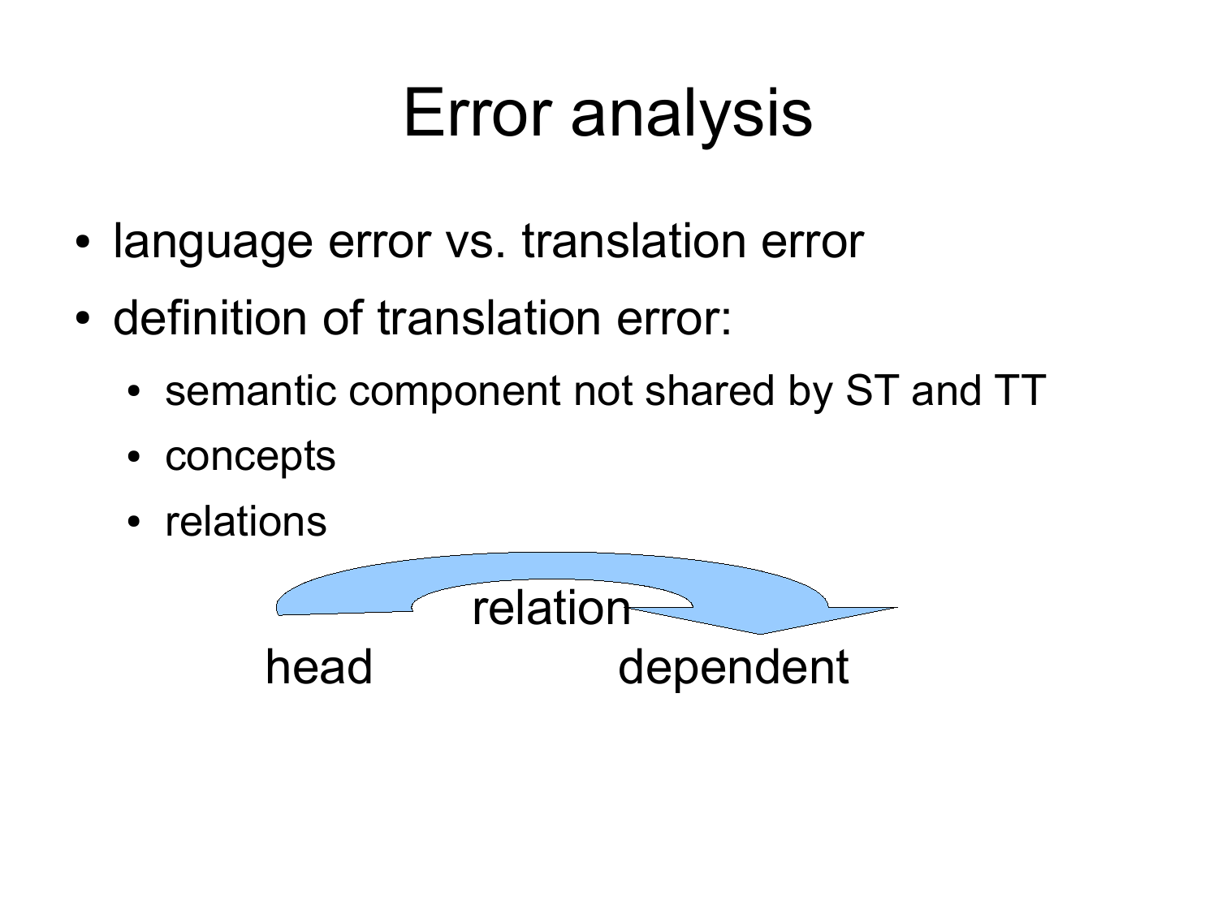# Error analysis

- language error vs. translation error
- definition of translation error:
  - semantic component not shared by ST and TT
  - concepts
  - relations

relation

head dependent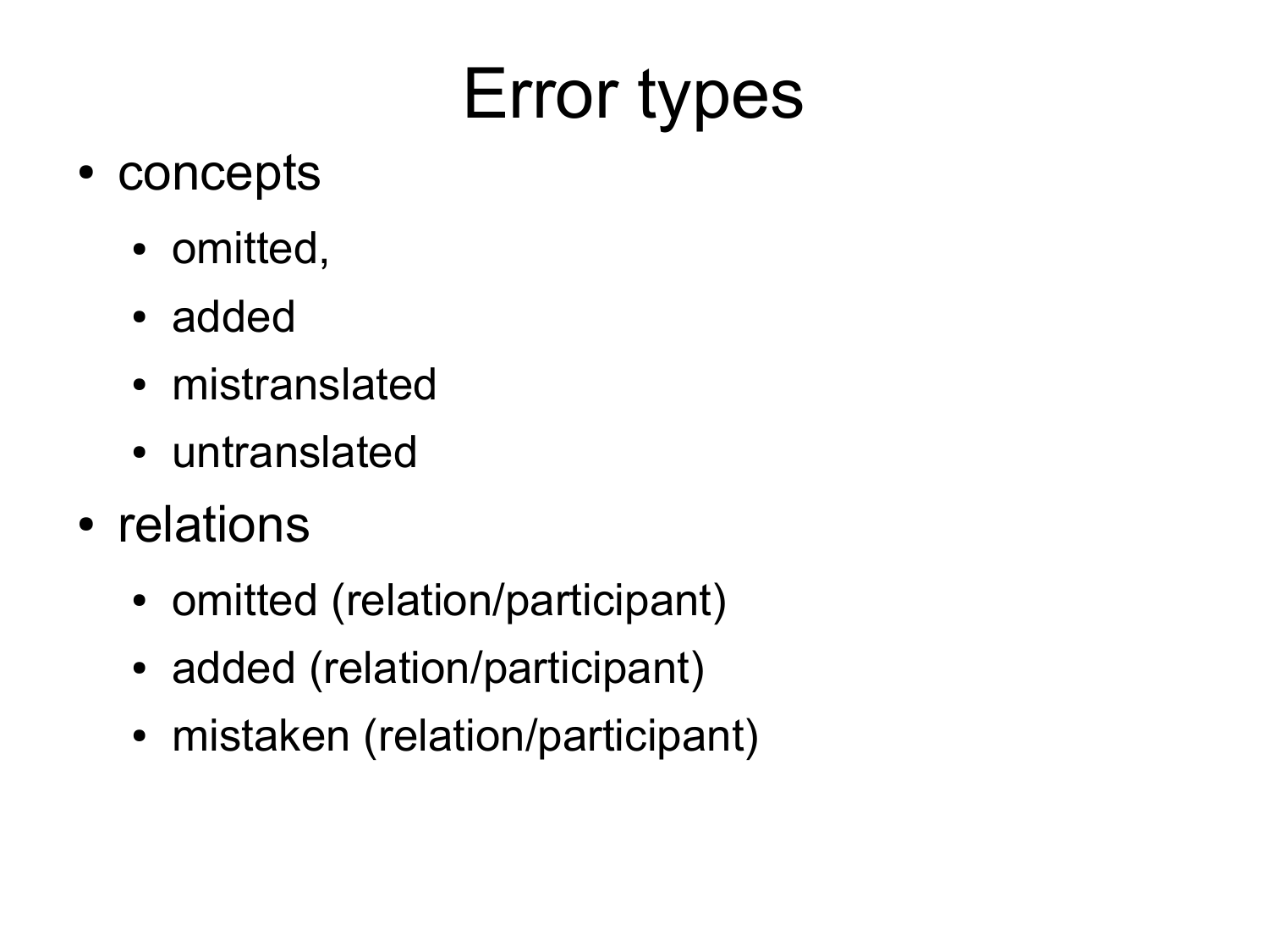# Error types

- concepts
  - omitted,
  - added
  - mistranslated
  - untranslated
- relations
  - omitted (relation/participant)
  - added (relation/participant)
  - mistaken (relation/participant)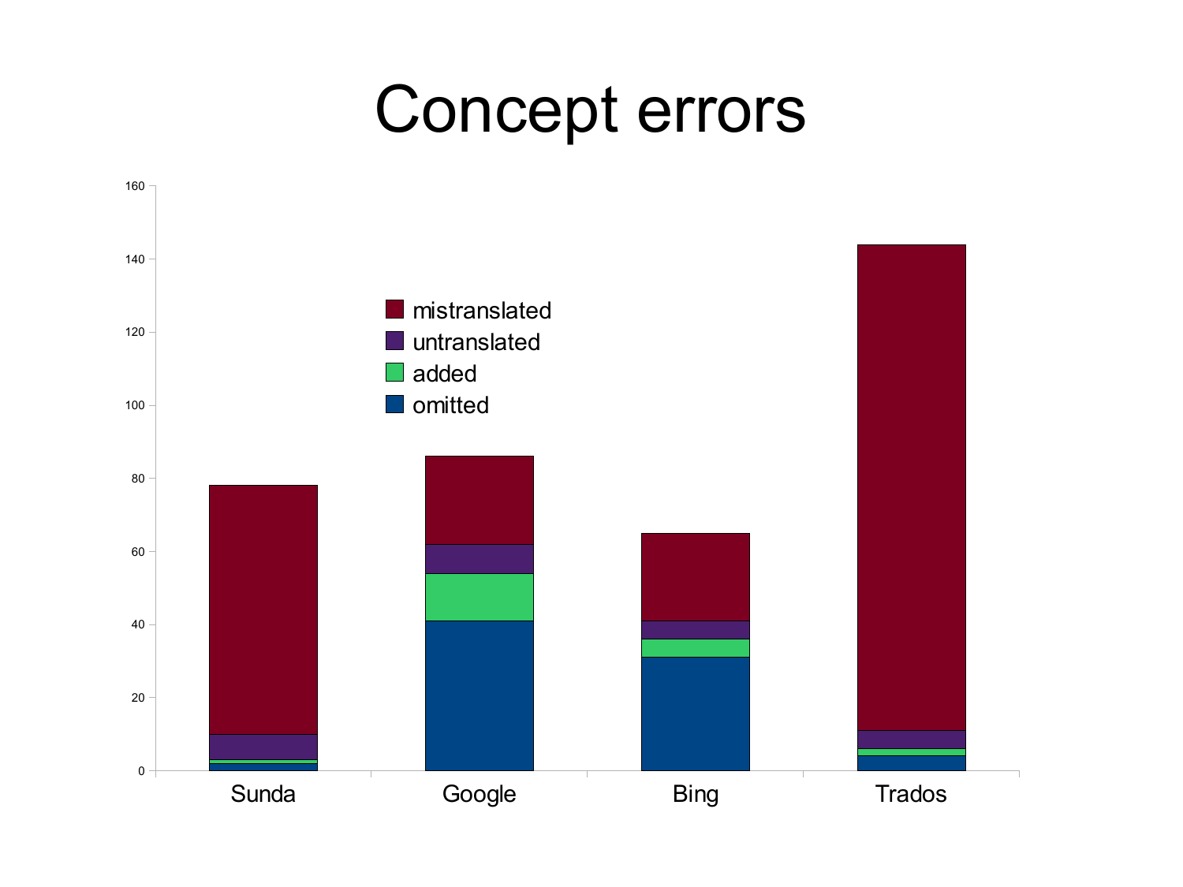# Concept errors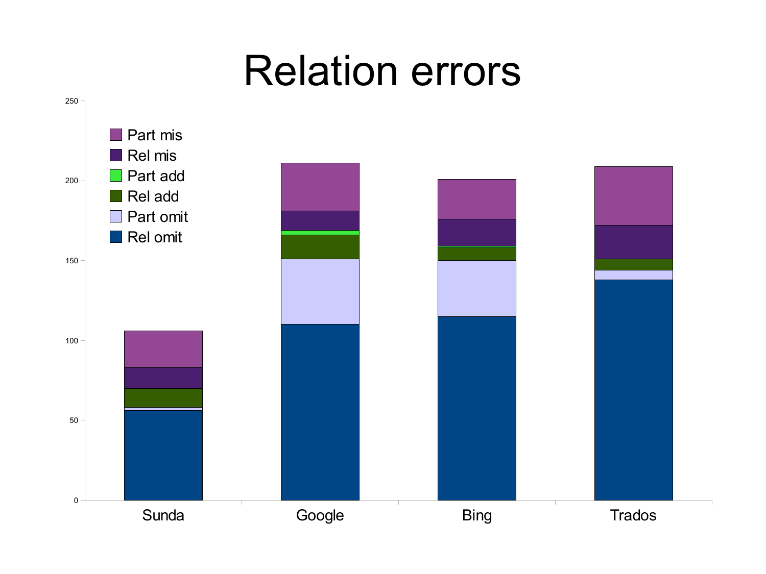# Relation errors

250

200

150

100

50

0

- Part mis
- Rel mis
- Part add
- Rel add
- Part omit
- Rel omit

Sunda    Google    Bing    Trados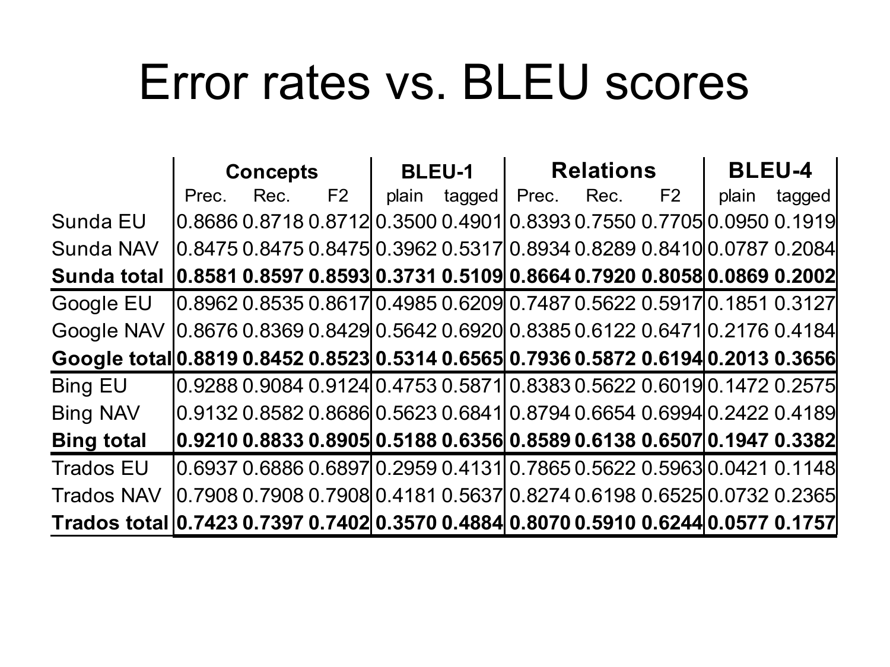# Error rates vs. BLEU scores

| | Concepts | | | BLEU-1 | | Relations | | | BLEU-4 | |
|---|---|---|---|---|---|---|---|---|---|---|
| | Prec. | Rec. | F2 | plain | tagged | Prec. | Rec. | F2 | plain | tagged |
| Sunda EU | 0.8686 | 0.8718 | 0.8712 | 0.3500 | 0.4901 | 0.8393 | 0.7550 | 0.7705 | 0.0950 | 0.1919 |
| Sunda NAV | 0.8475 | 0.8475 | 0.8475 | 0.3962 | 0.5317 | 0.8934 | 0.8289 | 0.8410 | 0.0787 | 0.2084 |
| **Sunda total** | **0.8581** | **0.8597** | **0.8593** | **0.3731** | **0.5109** | **0.8664** | **0.7920** | **0.8058** | **0.0869** | **0.2002** |
| Google EU | 0.8962 | 0.8535 | 0.8617 | 0.4985 | 0.6209 | 0.7487 | 0.5622 | 0.5917 | 0.1851 | 0.3127 |
| Google NAV | 0.8676 | 0.8369 | 0.8429 | 0.5642 | 0.6920 | 0.8385 | 0.6122 | 0.6471 | 0.2176 | 0.4184 |
| **Google total** | **0.8819** | **0.8452** | **0.8523** | **0.5314** | **0.6565** | **0.7936** | **0.5872** | **0.6194** | **0.2013** | **0.3656** |
| Bing EU | 0.9288 | 0.9084 | 0.9124 | 0.4753 | 0.5871 | 0.8383 | 0.5622 | 0.6019 | 0.1472 | 0.2575 |
| Bing NAV | 0.9132 | 0.8582 | 0.8686 | 0.5623 | 0.6841 | 0.8794 | 0.6654 | 0.6994 | 0.2422 | 0.4189 |
| **Bing total** | **0.9210** | **0.8833** | **0.8905** | **0.5188** | **0.6356** | **0.8589** | **0.6138** | **0.6507** | **0.1947** | **0.3382** |
| Trados EU | 0.6937 | 0.6886 | 0.6897 | 0.2959 | 0.4131 | 0.7865 | 0.5622 | 0.5963 | 0.0421 | 0.1148 |
| Trados NAV | 0.7908 | 0.7908 | 0.7908 | 0.4181 | 0.5637 | 0.8274 | 0.6198 | 0.6525 | 0.0732 | 0.2365 |
| **Trados total** | **0.7423** | **0.7397** | **0.7402** | **0.3570** | **0.4884** | **0.8070** | **0.5910** | **0.6244** | **0.0577** | **0.1757** |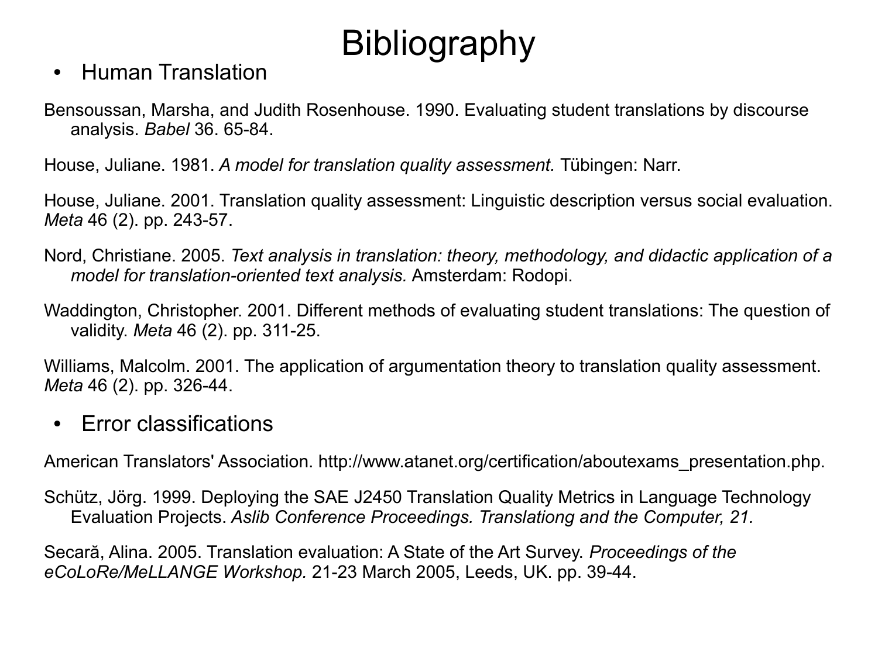# Bibliography

- Human Translation

Bensoussan, Marsha, and Judith Rosenhouse. 1990. Evaluating student translations by discourse analysis. *Babel* 36. 65-84.

House, Juliane. 1981. *A model for translation quality assessment.* Tübingen: Narr.

House, Juliane. 2001. Translation quality assessment: Linguistic description versus social evaluation. *Meta* 46 (2). pp. 243-57.

Nord, Christiane. 2005. *Text analysis in translation: theory, methodology, and didactic application of a model for translation-oriented text analysis.* Amsterdam: Rodopi.

Waddington, Christopher. 2001. Different methods of evaluating student translations: The question of validity. *Meta* 46 (2). pp. 311-25.

Williams, Malcolm. 2001. The application of argumentation theory to translation quality assessment. *Meta* 46 (2). pp. 326-44.

- Error classifications

American Translators' Association. http://www.atanet.org/certification/aboutexams_presentation.php.

Schütz, Jörg. 1999. Deploying the SAE J2450 Translation Quality Metrics in Language Technology Evaluation Projects. *Aslib Conference Proceedings. Translationg and the Computer, 21.*

Secară, Alina. 2005. Translation evaluation: A State of the Art Survey. *Proceedings of the eCoLoRe/MeLLANGE Workshop.* 21-23 March 2005, Leeds, UK. pp. 39-44.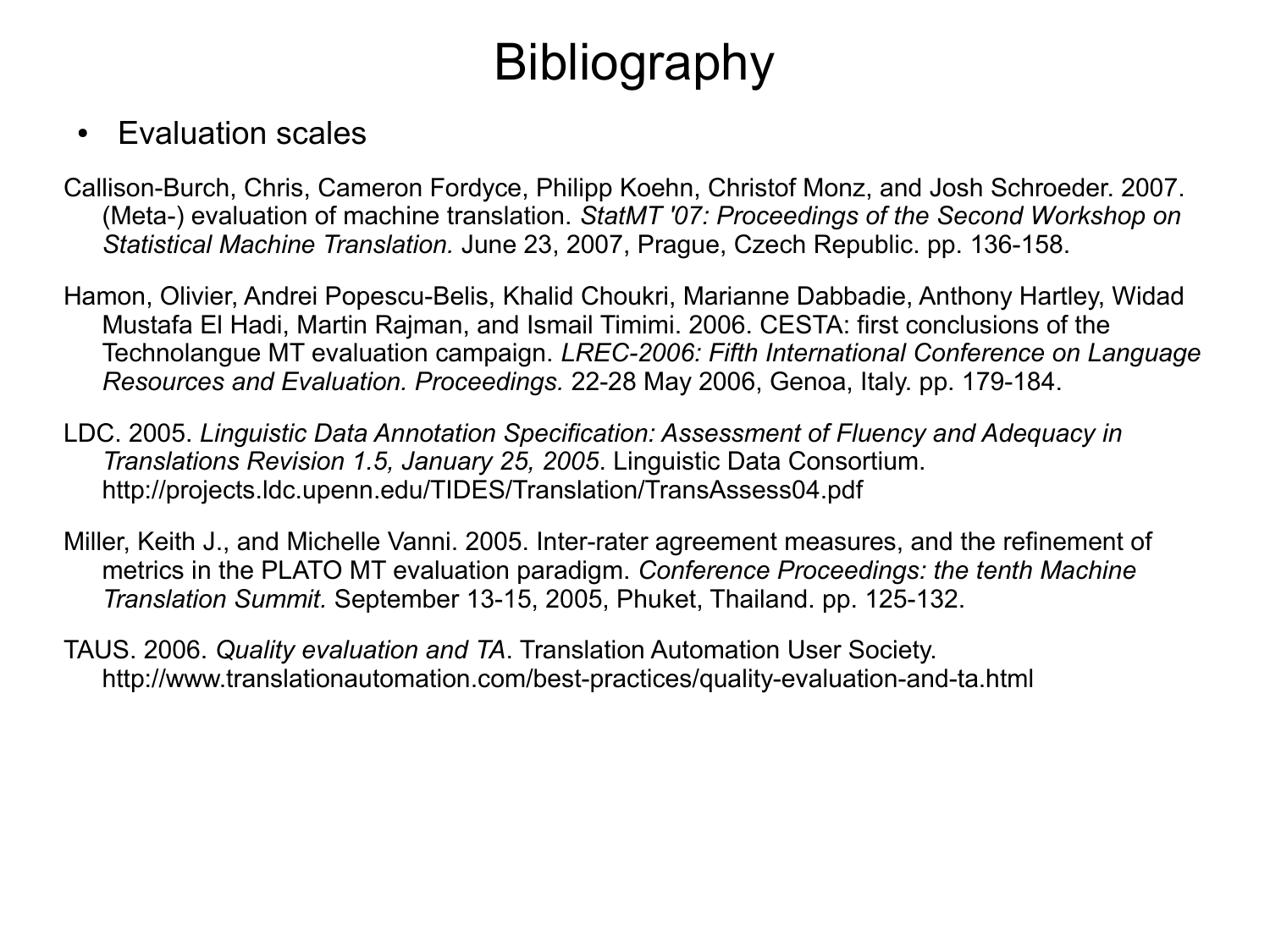# Bibliography

- Evaluation scales

Callison-Burch, Chris, Cameron Fordyce, Philipp Koehn, Christof Monz, and Josh Schroeder. 2007. (Meta-) evaluation of machine translation. *StatMT '07: Proceedings of the Second Workshop on Statistical Machine Translation.* June 23, 2007, Prague, Czech Republic. pp. 136-158.

Hamon, Olivier, Andrei Popescu-Belis, Khalid Choukri, Marianne Dabbadie, Anthony Hartley, Widad Mustafa El Hadi, Martin Rajman, and Ismail Timimi. 2006. CESTA: first conclusions of the Technolangue MT evaluation campaign. *LREC-2006: Fifth International Conference on Language Resources and Evaluation. Proceedings.* 22-28 May 2006, Genoa, Italy. pp. 179-184.

LDC. 2005. *Linguistic Data Annotation Specification: Assessment of Fluency and Adequacy in Translations Revision 1.5, January 25, 2005*. Linguistic Data Consortium. http://projects.ldc.upenn.edu/TIDES/Translation/TransAssess04.pdf

Miller, Keith J., and Michelle Vanni. 2005. Inter-rater agreement measures, and the refinement of metrics in the PLATO MT evaluation paradigm. *Conference Proceedings: the tenth Machine Translation Summit.* September 13-15, 2005, Phuket, Thailand. pp. 125-132.

TAUS. 2006. *Quality evaluation and TA*. Translation Automation User Society. http://www.translationautomation.com/best-practices/quality-evaluation-and-ta.html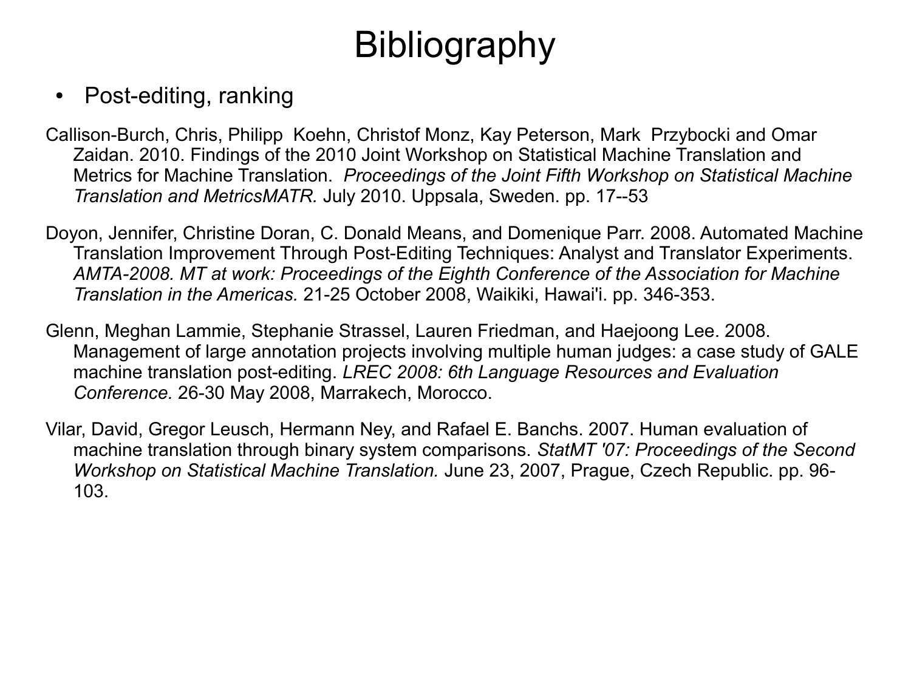# Bibliography

- Post-editing, ranking

Callison-Burch, Chris, Philipp  Koehn, Christof Monz, Kay Peterson, Mark  Przybocki and Omar Zaidan. 2010. Findings of the 2010 Joint Workshop on Statistical Machine Translation and Metrics for Machine Translation.  *Proceedings of the Joint Fifth Workshop on Statistical Machine Translation and MetricsMATR.* July 2010. Uppsala, Sweden. pp. 17--53

Doyon, Jennifer, Christine Doran, C. Donald Means, and Domenique Parr. 2008. Automated Machine Translation Improvement Through Post-Editing Techniques: Analyst and Translator Experiments. *AMTA-2008. MT at work: Proceedings of the Eighth Conference of the Association for Machine Translation in the Americas.* 21-25 October 2008, Waikiki, Hawai'i. pp. 346-353.

Glenn, Meghan Lammie, Stephanie Strassel, Lauren Friedman, and Haejoong Lee. 2008. Management of large annotation projects involving multiple human judges: a case study of GALE machine translation post-editing. *LREC 2008: 6th Language Resources and Evaluation Conference.* 26-30 May 2008, Marrakech, Morocco.

Vilar, David, Gregor Leusch, Hermann Ney, and Rafael E. Banchs. 2007. Human evaluation of machine translation through binary system comparisons. *StatMT '07: Proceedings of the Second Workshop on Statistical Machine Translation.* June 23, 2007, Prague, Czech Republic. pp. 96-103.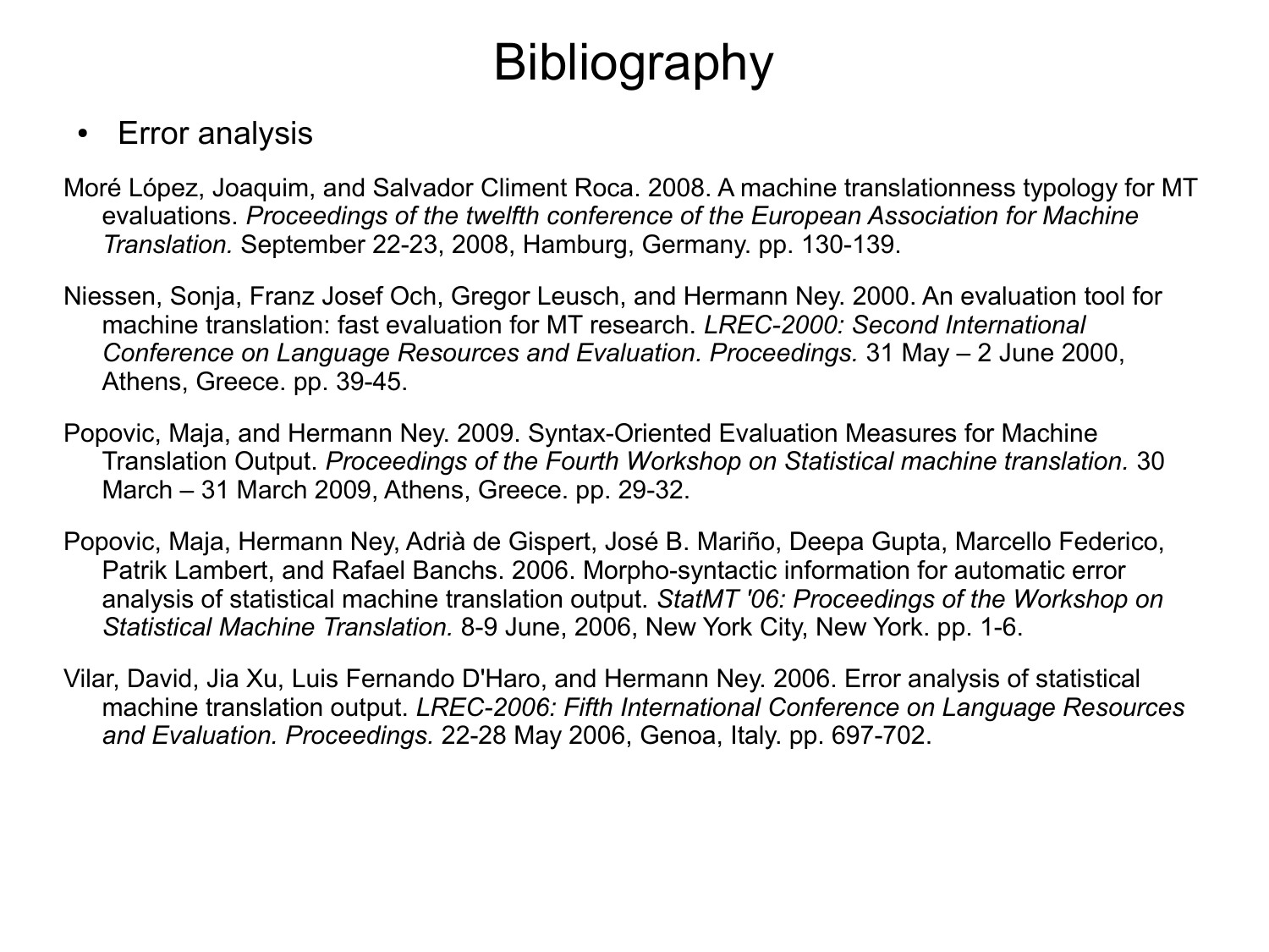# Bibliography

- Error analysis

Moré López, Joaquim, and Salvador Climent Roca. 2008. A machine translationness typology for MT evaluations. *Proceedings of the twelfth conference of the European Association for Machine Translation.* September 22-23, 2008, Hamburg, Germany. pp. 130-139.

Niessen, Sonja, Franz Josef Och, Gregor Leusch, and Hermann Ney. 2000. An evaluation tool for machine translation: fast evaluation for MT research. *LREC-2000: Second International Conference on Language Resources and Evaluation. Proceedings.* 31 May – 2 June 2000, Athens, Greece. pp. 39-45.

Popovic, Maja, and Hermann Ney. 2009. Syntax-Oriented Evaluation Measures for Machine Translation Output. *Proceedings of the Fourth Workshop on Statistical machine translation.* 30 March – 31 March 2009, Athens, Greece. pp. 29-32.

Popovic, Maja, Hermann Ney, Adrià de Gispert, José B. Mariño, Deepa Gupta, Marcello Federico, Patrik Lambert, and Rafael Banchs. 2006. Morpho-syntactic information for automatic error analysis of statistical machine translation output. *StatMT '06: Proceedings of the Workshop on Statistical Machine Translation.* 8-9 June, 2006, New York City, New York. pp. 1-6.

Vilar, David, Jia Xu, Luis Fernando D'Haro, and Hermann Ney. 2006. Error analysis of statistical machine translation output. *LREC-2006: Fifth International Conference on Language Resources and Evaluation. Proceedings.* 22-28 May 2006, Genoa, Italy. pp. 697-702.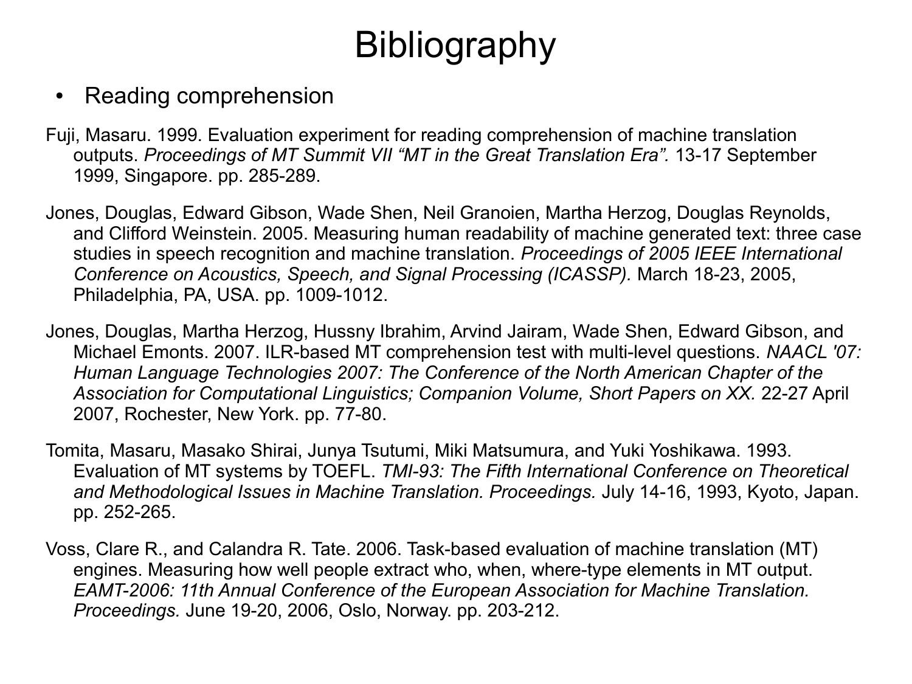# Bibliography

- Reading comprehension

Fuji, Masaru. 1999. Evaluation experiment for reading comprehension of machine translation outputs. *Proceedings of MT Summit VII "MT in the Great Translation Era".* 13-17 September 1999, Singapore. pp. 285-289.

Jones, Douglas, Edward Gibson, Wade Shen, Neil Granoien, Martha Herzog, Douglas Reynolds, and Clifford Weinstein. 2005. Measuring human readability of machine generated text: three case studies in speech recognition and machine translation. *Proceedings of 2005 IEEE International Conference on Acoustics, Speech, and Signal Processing (ICASSP).* March 18-23, 2005, Philadelphia, PA, USA. pp. 1009-1012.

Jones, Douglas, Martha Herzog, Hussny Ibrahim, Arvind Jairam, Wade Shen, Edward Gibson, and Michael Emonts. 2007. ILR-based MT comprehension test with multi-level questions. *NAACL '07: Human Language Technologies 2007: The Conference of the North American Chapter of the Association for Computational Linguistics; Companion Volume, Short Papers on XX.* 22-27 April 2007, Rochester, New York. pp. 77-80.

Tomita, Masaru, Masako Shirai, Junya Tsutumi, Miki Matsumura, and Yuki Yoshikawa. 1993. Evaluation of MT systems by TOEFL. *TMI-93: The Fifth International Conference on Theoretical and Methodological Issues in Machine Translation. Proceedings.* July 14-16, 1993, Kyoto, Japan. pp. 252-265.

Voss, Clare R., and Calandra R. Tate. 2006. Task-based evaluation of machine translation (MT) engines. Measuring how well people extract who, when, where-type elements in MT output. *EAMT-2006: 11th Annual Conference of the European Association for Machine Translation. Proceedings.* June 19-20, 2006, Oslo, Norway. pp. 203-212.